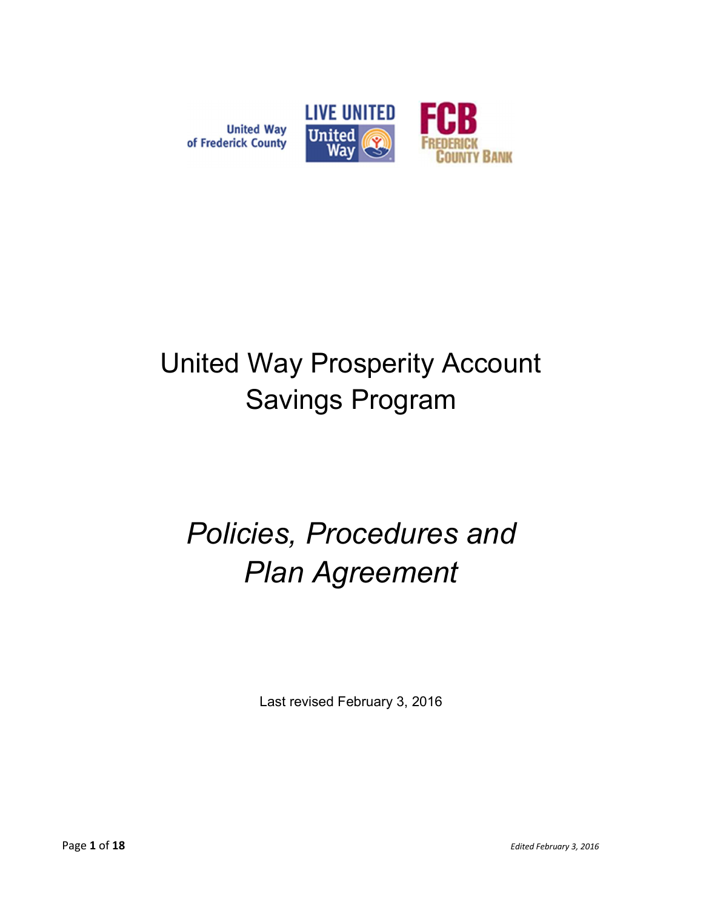United Way of Frederick County

LIVE UNITED United Way

FCB FREDERICK COUNTY BANK

# United Way Prosperity Account Savings Program

# *Policies, Procedures and Plan Agreement*

Last revised February 3, 2016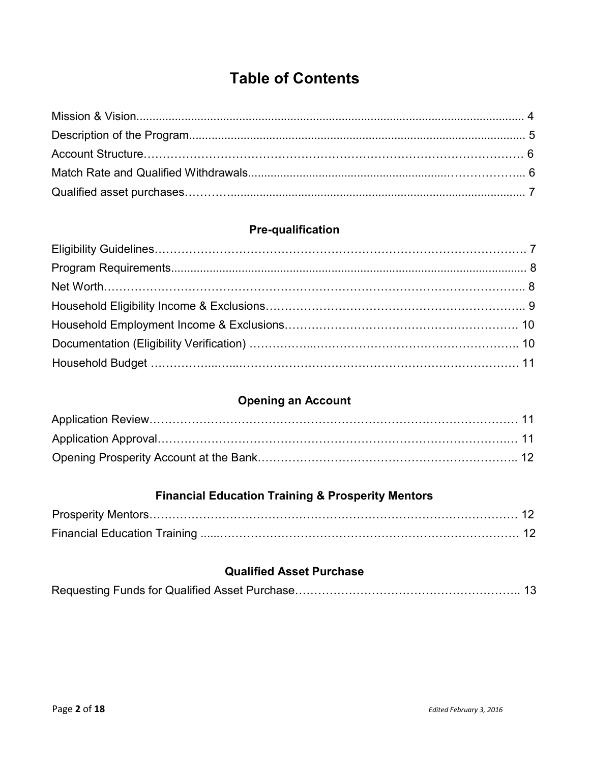# Table of Contents

Mission & Vision........................................................................................................... 4
Description of the Program.......................................................................................... 5
Account Structure…………………………………………………………………………………… 6
Match Rate and Qualified Withdrawals...........................................................……………….. 6
Qualified asset purchases………........................................................................................ 7

## Pre-qualification

Eligibility Guidelines…………………………………………………………………………………. 7
Program Requirements................................................................................................ 8
Net Worth……………………………………………………………………………………………….. 8
Household Eligibility Income & Exclusions…………………………………………………………….. 9
Household Employment Income & Exclusions……….………………….………………….……….… 10
Documentation (Eligibility Verification) ……………..……………………………………………….. 10
Household Budget ……………..…...……………………………………………………………………. 11

## Opening an Account

Application Review………………………………………………………………………………… 11
Application Approval….………………………………………………….……………….……….… 11
Opening Prosperity Account at the Bank……………………………………………………………….. 12

## Financial Education Training & Prosperity Mentors

Prosperity Mentors………………………………………………………………………………… 12
Financial Education Training .....…………………………………………………………………… 12

## Qualified Asset Purchase

Requesting Funds for Qualified Asset Purchase……………………………………………….. 13

*Edited February 3, 2016*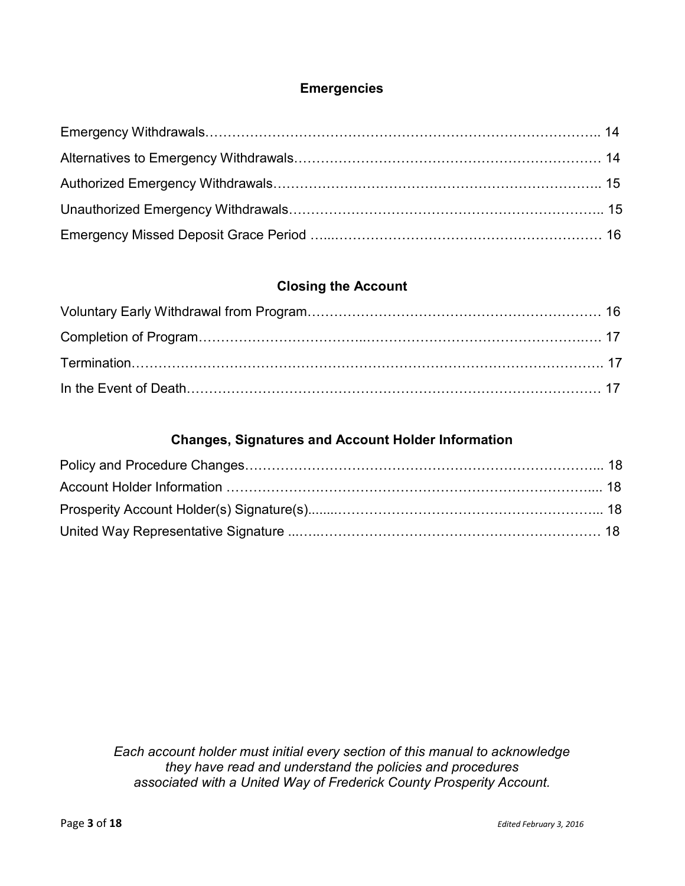## Emergencies

Emergency Withdrawals………………………………………………………………………….. 14

Alternatives to Emergency Withdrawals………………………………………………………… 14

Authorized Emergency Withdrawals…………………………………………………………….. 15

Unauthorized Emergency Withdrawals………………………………………………………….. 15

Emergency Missed Deposit Grace Period …..…………………………………………………… 16

## Closing the Account

Voluntary Early Withdrawal from Program……………………………………………………… 16

Completion of Program…………………………..…………………………………………….…. 17

Termination………………………………………………………………………………………. 17

In the Event of Death……………………………………………………………………………… 17

## Changes, Signatures and Account Holder Information

Policy and Procedure Changes…………………………………………………………………... 18

Account Holder Information ………………………………………………………………….... 18

Prosperity Account Holder(s) Signature(s)........……………………………………………….... 18

United Way Representative Signature ...…...…………………………………………………… 18

*Each account holder must initial every section of this manual to acknowledge they have read and understand the policies and procedures associated with a United Way of Frederick County Prosperity Account.*

*Edited February 3, 2016*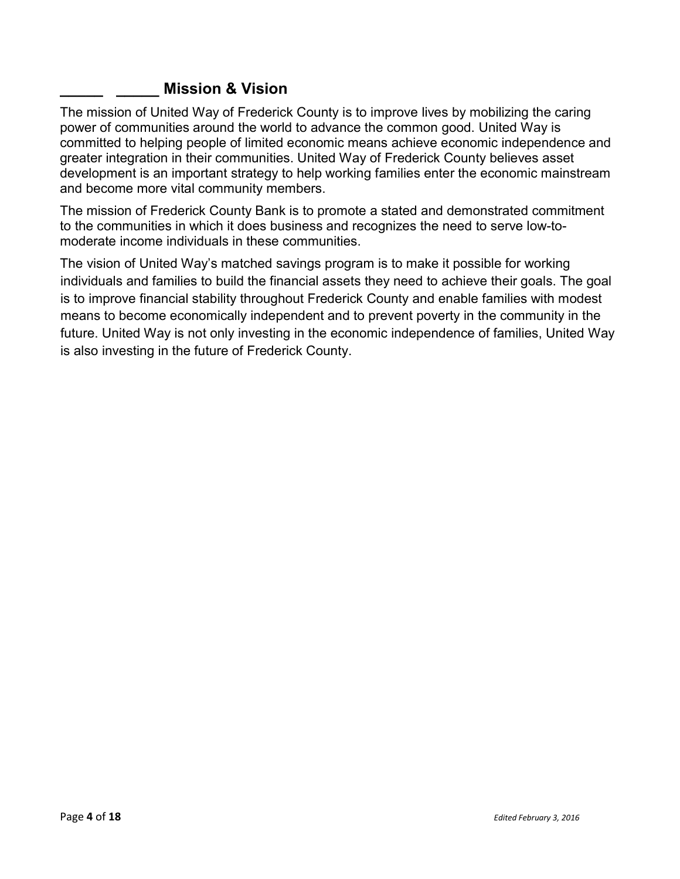## _____ _____ Mission & Vision

The mission of United Way of Frederick County is to improve lives by mobilizing the caring power of communities around the world to advance the common good. United Way is committed to helping people of limited economic means achieve economic independence and greater integration in their communities. United Way of Frederick County believes asset development is an important strategy to help working families enter the economic mainstream and become more vital community members.

The mission of Frederick County Bank is to promote a stated and demonstrated commitment to the communities in which it does business and recognizes the need to serve low-to-moderate income individuals in these communities.

The vision of United Way's matched savings program is to make it possible for working individuals and families to build the financial assets they need to achieve their goals. The goal is to improve financial stability throughout Frederick County and enable families with modest means to become economically independent and to prevent poverty in the community in the future. United Way is not only investing in the economic independence of families, United Way is also investing in the future of Frederick County.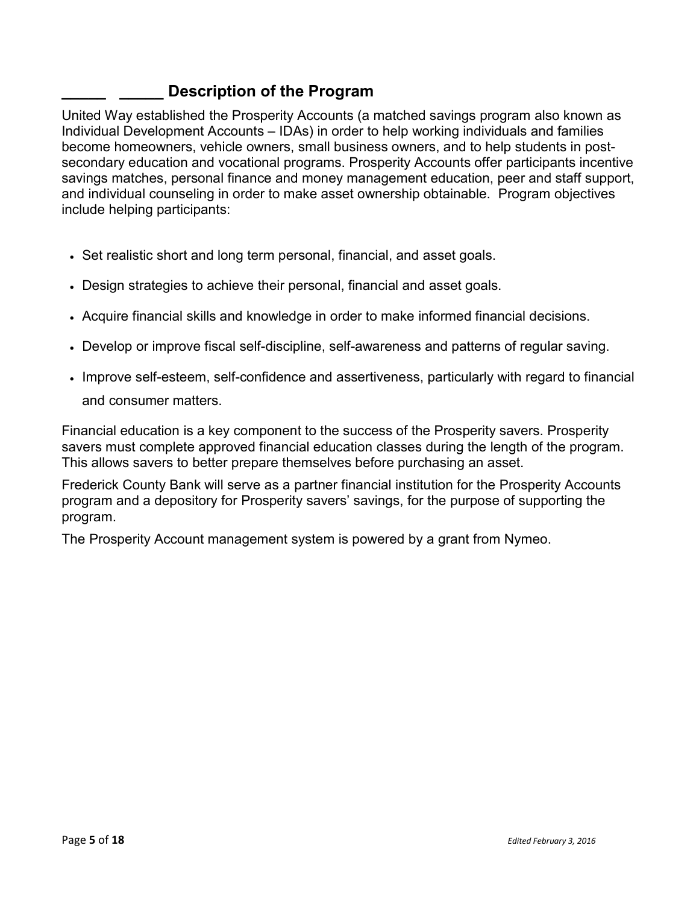## _____ _____ Description of the Program

United Way established the Prosperity Accounts (a matched savings program also known as Individual Development Accounts – IDAs) in order to help working individuals and families become homeowners, vehicle owners, small business owners, and to help students in post-secondary education and vocational programs. Prosperity Accounts offer participants incentive savings matches, personal finance and money management education, peer and staff support, and individual counseling in order to make asset ownership obtainable. Program objectives include helping participants:

- Set realistic short and long term personal, financial, and asset goals.
- Design strategies to achieve their personal, financial and asset goals.
- Acquire financial skills and knowledge in order to make informed financial decisions.
- Develop or improve fiscal self-discipline, self-awareness and patterns of regular saving.
- Improve self-esteem, self-confidence and assertiveness, particularly with regard to financial and consumer matters.

Financial education is a key component to the success of the Prosperity savers. Prosperity savers must complete approved financial education classes during the length of the program. This allows savers to better prepare themselves before purchasing an asset.

Frederick County Bank will serve as a partner financial institution for the Prosperity Accounts program and a depository for Prosperity savers' savings, for the purpose of supporting the program.

The Prosperity Account management system is powered by a grant from Nymeo.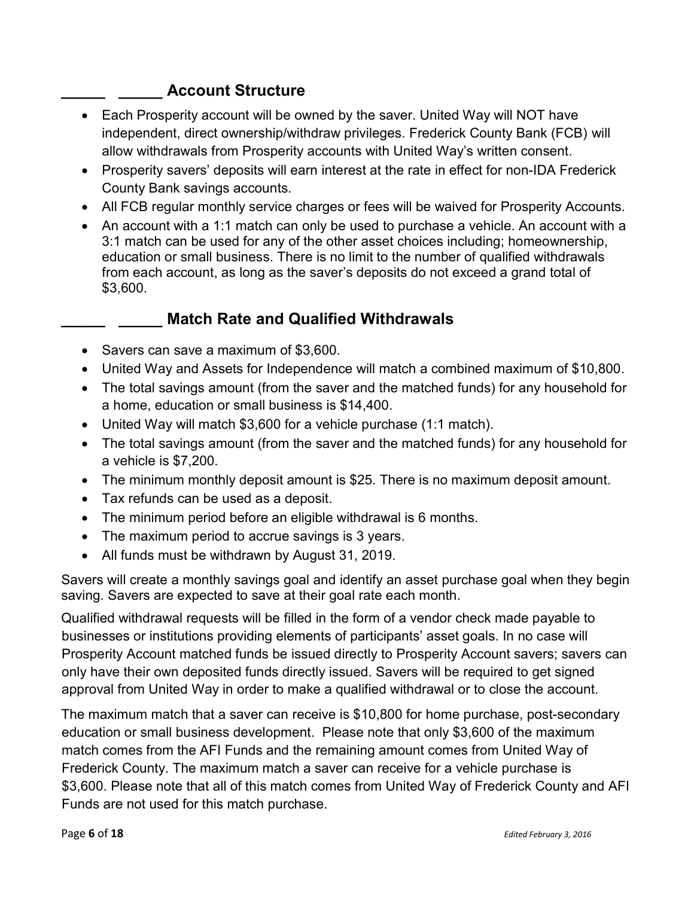## _____ _____ Account Structure

- Each Prosperity account will be owned by the saver. United Way will NOT have independent, direct ownership/withdraw privileges. Frederick County Bank (FCB) will allow withdrawals from Prosperity accounts with United Way's written consent.
- Prosperity savers' deposits will earn interest at the rate in effect for non-IDA Frederick County Bank savings accounts.
- All FCB regular monthly service charges or fees will be waived for Prosperity Accounts.
- An account with a 1:1 match can only be used to purchase a vehicle. An account with a 3:1 match can be used for any of the other asset choices including; homeownership, education or small business. There is no limit to the number of qualified withdrawals from each account, as long as the saver's deposits do not exceed a grand total of $3,600.

## _____ _____ Match Rate and Qualified Withdrawals

- Savers can save a maximum of $3,600.
- United Way and Assets for Independence will match a combined maximum of $10,800.
- The total savings amount (from the saver and the matched funds) for any household for a home, education or small business is $14,400.
- United Way will match $3,600 for a vehicle purchase (1:1 match).
- The total savings amount (from the saver and the matched funds) for any household for a vehicle is $7,200.
- The minimum monthly deposit amount is $25. There is no maximum deposit amount.
- Tax refunds can be used as a deposit.
- The minimum period before an eligible withdrawal is 6 months.
- The maximum period to accrue savings is 3 years.
- All funds must be withdrawn by August 31, 2019.

Savers will create a monthly savings goal and identify an asset purchase goal when they begin saving. Savers are expected to save at their goal rate each month.

Qualified withdrawal requests will be filled in the form of a vendor check made payable to businesses or institutions providing elements of participants' asset goals. In no case will Prosperity Account matched funds be issued directly to Prosperity Account savers; savers can only have their own deposited funds directly issued. Savers will be required to get signed approval from United Way in order to make a qualified withdrawal or to close the account.

The maximum match that a saver can receive is $10,800 for home purchase, post-secondary education or small business development. Please note that only $3,600 of the maximum match comes from the AFI Funds and the remaining amount comes from United Way of Frederick County. The maximum match a saver can receive for a vehicle purchase is $3,600. Please note that all of this match comes from United Way of Frederick County and AFI Funds are not used for this match purchase.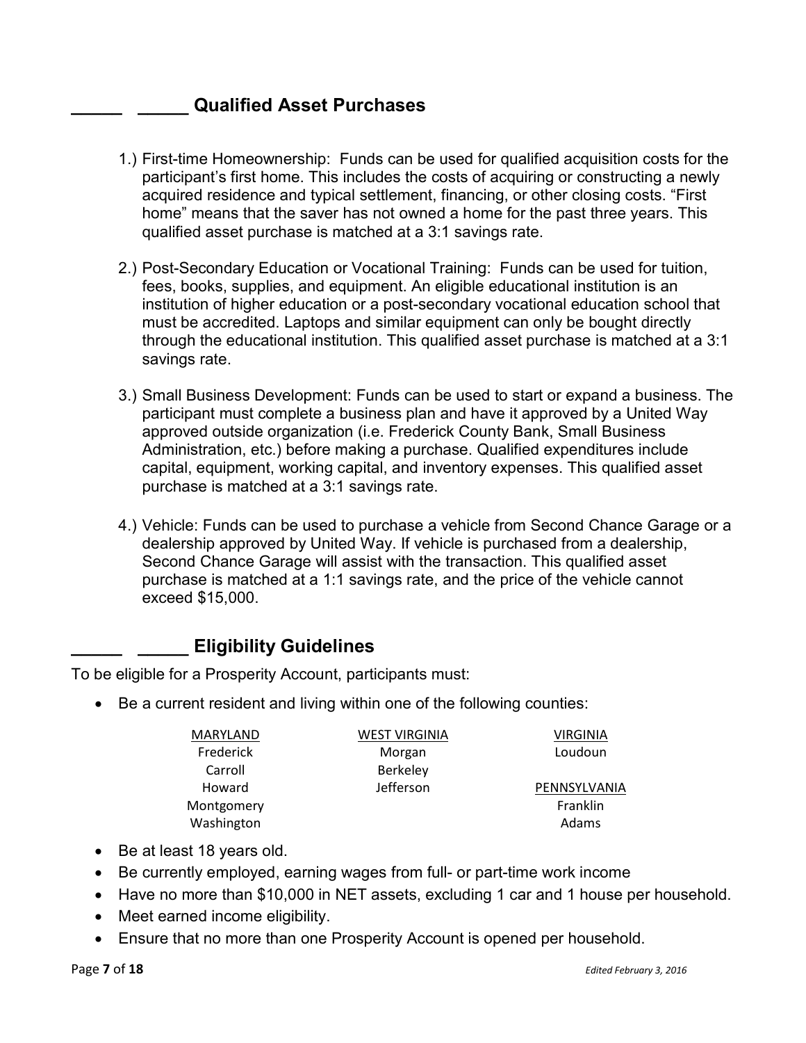## _____ _____ Qualified Asset Purchases

1.) First-time Homeownership: Funds can be used for qualified acquisition costs for the participant's first home. This includes the costs of acquiring or constructing a newly acquired residence and typical settlement, financing, or other closing costs. "First home" means that the saver has not owned a home for the past three years. This qualified asset purchase is matched at a 3:1 savings rate.

2.) Post-Secondary Education or Vocational Training: Funds can be used for tuition, fees, books, supplies, and equipment. An eligible educational institution is an institution of higher education or a post-secondary vocational education school that must be accredited. Laptops and similar equipment can only be bought directly through the educational institution. This qualified asset purchase is matched at a 3:1 savings rate.

3.) Small Business Development: Funds can be used to start or expand a business. The participant must complete a business plan and have it approved by a United Way approved outside organization (i.e. Frederick County Bank, Small Business Administration, etc.) before making a purchase. Qualified expenditures include capital, equipment, working capital, and inventory expenses. This qualified asset purchase is matched at a 3:1 savings rate.

4.) Vehicle: Funds can be used to purchase a vehicle from Second Chance Garage or a dealership approved by United Way. If vehicle is purchased from a dealership, Second Chance Garage will assist with the transaction. This qualified asset purchase is matched at a 1:1 savings rate, and the price of the vehicle cannot exceed $15,000.

## _____ _____ Eligibility Guidelines

To be eligible for a Prosperity Account, participants must:

- Be a current resident and living within one of the following counties:

| MARYLAND | WEST VIRGINIA | VIRGINIA |
|---|---|---|
| Frederick | Morgan | Loudoun |
| Carroll | Berkeley | |
| Howard | Jefferson | PENNSYLVANIA |
| Montgomery | | Franklin |
| Washington | | Adams |

- Be at least 18 years old.
- Be currently employed, earning wages from full- or part-time work income
- Have no more than $10,000 in NET assets, excluding 1 car and 1 house per household.
- Meet earned income eligibility.
- Ensure that no more than one Prosperity Account is opened per household.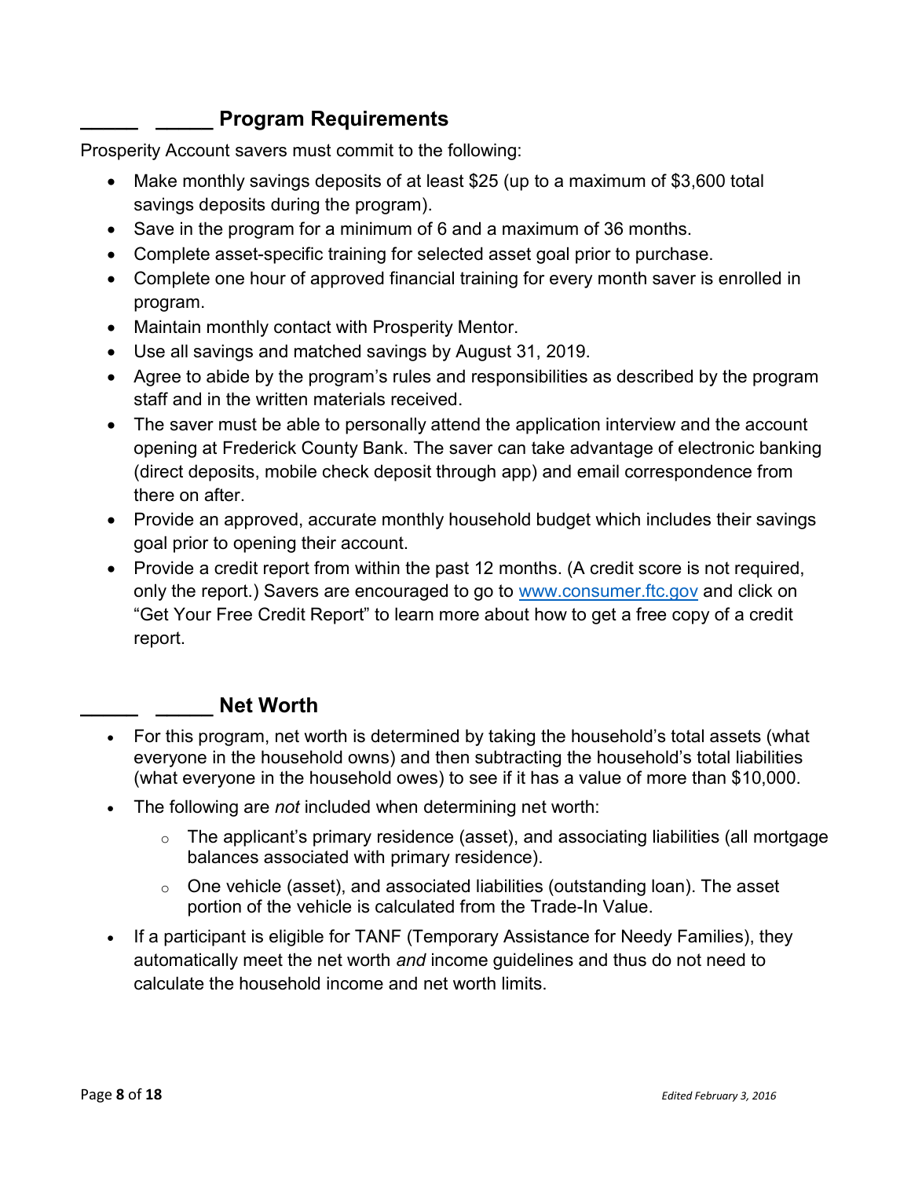## _____ _____ Program Requirements

Prosperity Account savers must commit to the following:

- Make monthly savings deposits of at least $25 (up to a maximum of $3,600 total savings deposits during the program).
- Save in the program for a minimum of 6 and a maximum of 36 months.
- Complete asset-specific training for selected asset goal prior to purchase.
- Complete one hour of approved financial training for every month saver is enrolled in program.
- Maintain monthly contact with Prosperity Mentor.
- Use all savings and matched savings by August 31, 2019.
- Agree to abide by the program's rules and responsibilities as described by the program staff and in the written materials received.
- The saver must be able to personally attend the application interview and the account opening at Frederick County Bank. The saver can take advantage of electronic banking (direct deposits, mobile check deposit through app) and email correspondence from there on after.
- Provide an approved, accurate monthly household budget which includes their savings goal prior to opening their account.
- Provide a credit report from within the past 12 months. (A credit score is not required, only the report.) Savers are encouraged to go to [www.consumer.ftc.gov](http://www.consumer.ftc.gov) and click on "Get Your Free Credit Report" to learn more about how to get a free copy of a credit report.

## _____ _____ Net Worth

- For this program, net worth is determined by taking the household's total assets (what everyone in the household owns) and then subtracting the household's total liabilities (what everyone in the household owes) to see if it has a value of more than $10,000.
- The following are *not* included when determining net worth:
  - The applicant's primary residence (asset), and associating liabilities (all mortgage balances associated with primary residence).
  - One vehicle (asset), and associated liabilities (outstanding loan). The asset portion of the vehicle is calculated from the Trade-In Value.
- If a participant is eligible for TANF (Temporary Assistance for Needy Families), they automatically meet the net worth *and* income guidelines and thus do not need to calculate the household income and net worth limits.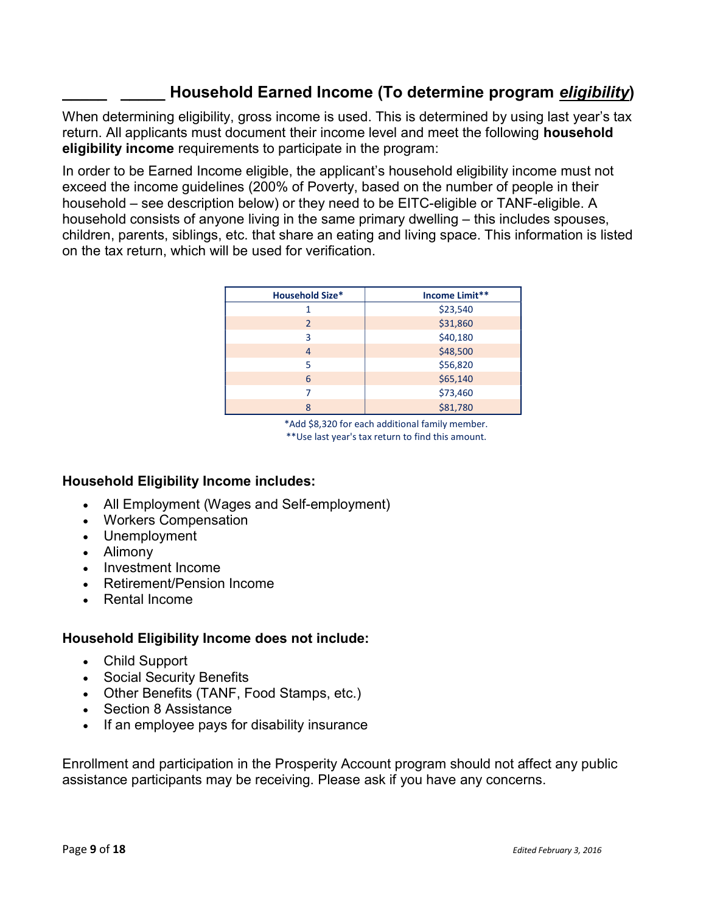## _____ _____ Household Earned Income (To determine program ***eligibility***)

When determining eligibility, gross income is used. This is determined by using last year's tax return. All applicants must document their income level and meet the following **household eligibility income** requirements to participate in the program:

In order to be Earned Income eligible, the applicant's household eligibility income must not exceed the income guidelines (200% of Poverty, based on the number of people in their household – see description below) or they need to be EITC-eligible or TANF-eligible. A household consists of anyone living in the same primary dwelling – this includes spouses, children, parents, siblings, etc. that share an eating and living space. This information is listed on the tax return, which will be used for verification.

| Household Size* | Income Limit** |
|---|---|
| 1 | $23,540 |
| 2 | $31,860 |
| 3 | $40,180 |
| 4 | $48,500 |
| 5 | $56,820 |
| 6 | $65,140 |
| 7 | $73,460 |
| 8 | $81,780 |

*Add $8,320 for each additional family member.
**Use last year's tax return to find this amount.

**Household Eligibility Income includes:**

- All Employment (Wages and Self-employment)
- Workers Compensation
- Unemployment
- Alimony
- Investment Income
- Retirement/Pension Income
- Rental Income

**Household Eligibility Income does not include:**

- Child Support
- Social Security Benefits
- Other Benefits (TANF, Food Stamps, etc.)
- Section 8 Assistance
- If an employee pays for disability insurance

Enrollment and participation in the Prosperity Account program should not affect any public assistance participants may be receiving. Please ask if you have any concerns.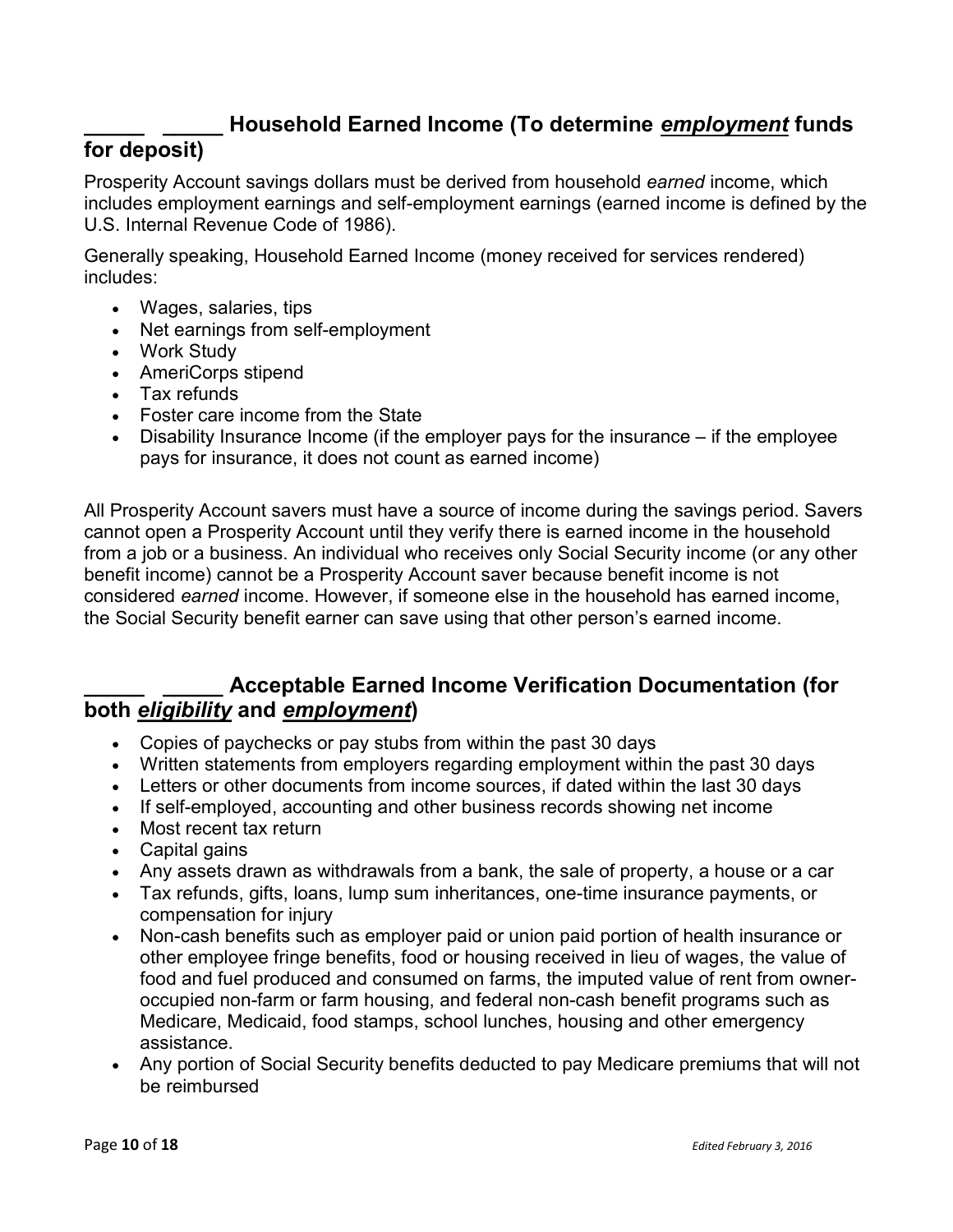## _____ _____ Household Earned Income (To determine ***employment*** funds for deposit)

Prosperity Account savings dollars must be derived from household *earned* income, which includes employment earnings and self-employment earnings (earned income is defined by the U.S. Internal Revenue Code of 1986).

Generally speaking, Household Earned Income (money received for services rendered) includes:

- Wages, salaries, tips
- Net earnings from self-employment
- Work Study
- AmeriCorps stipend
- Tax refunds
- Foster care income from the State
- Disability Insurance Income (if the employer pays for the insurance – if the employee pays for insurance, it does not count as earned income)

All Prosperity Account savers must have a source of income during the savings period. Savers cannot open a Prosperity Account until they verify there is earned income in the household from a job or a business. An individual who receives only Social Security income (or any other benefit income) cannot be a Prosperity Account saver because benefit income is not considered *earned* income. However, if someone else in the household has earned income, the Social Security benefit earner can save using that other person's earned income.

## _____ _____ Acceptable Earned Income Verification Documentation (for both ***eligibility*** and ***employment***)

- Copies of paychecks or pay stubs from within the past 30 days
- Written statements from employers regarding employment within the past 30 days
- Letters or other documents from income sources, if dated within the last 30 days
- If self-employed, accounting and other business records showing net income
- Most recent tax return
- Capital gains
- Any assets drawn as withdrawals from a bank, the sale of property, a house or a car
- Tax refunds, gifts, loans, lump sum inheritances, one-time insurance payments, or compensation for injury
- Non-cash benefits such as employer paid or union paid portion of health insurance or other employee fringe benefits, food or housing received in lieu of wages, the value of food and fuel produced and consumed on farms, the imputed value of rent from owner-occupied non-farm or farm housing, and federal non-cash benefit programs such as Medicare, Medicaid, food stamps, school lunches, housing and other emergency assistance.
- Any portion of Social Security benefits deducted to pay Medicare premiums that will not be reimbursed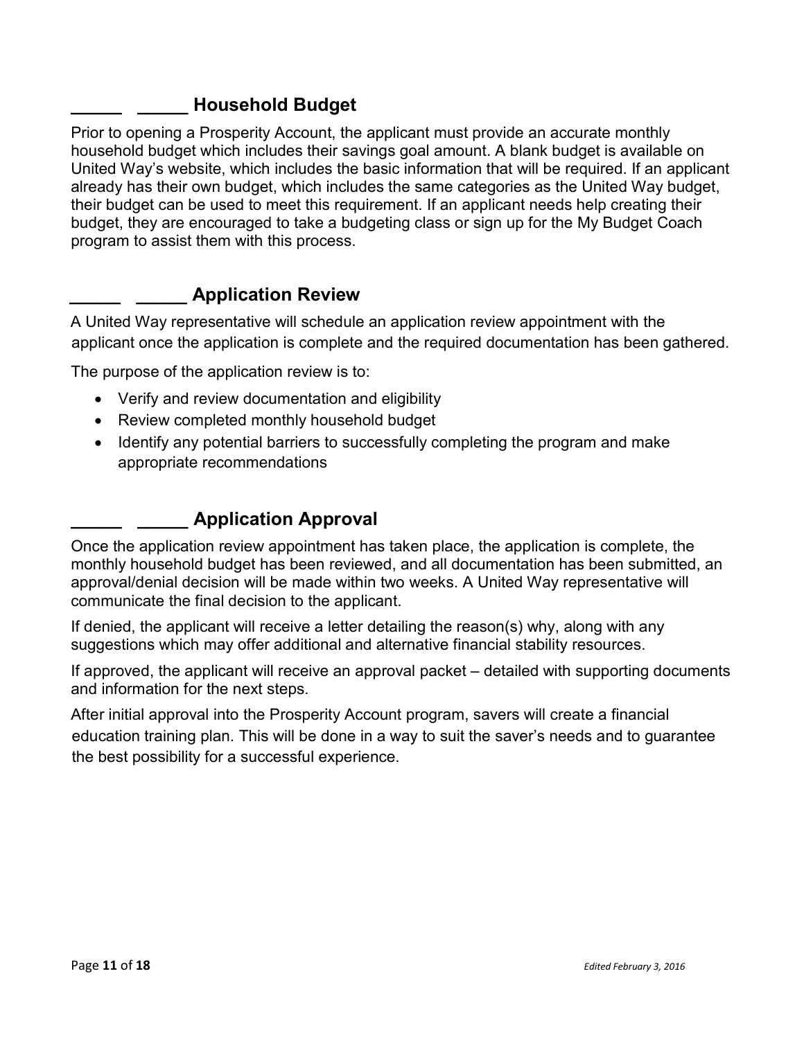## _____ _____ Household Budget

Prior to opening a Prosperity Account, the applicant must provide an accurate monthly household budget which includes their savings goal amount. A blank budget is available on United Way's website, which includes the basic information that will be required. If an applicant already has their own budget, which includes the same categories as the United Way budget, their budget can be used to meet this requirement. If an applicant needs help creating their budget, they are encouraged to take a budgeting class or sign up for the My Budget Coach program to assist them with this process.

## _____ _____ Application Review

A United Way representative will schedule an application review appointment with the applicant once the application is complete and the required documentation has been gathered.

The purpose of the application review is to:

- Verify and review documentation and eligibility
- Review completed monthly household budget
- Identify any potential barriers to successfully completing the program and make appropriate recommendations

## _____ _____ Application Approval

Once the application review appointment has taken place, the application is complete, the monthly household budget has been reviewed, and all documentation has been submitted, an approval/denial decision will be made within two weeks. A United Way representative will communicate the final decision to the applicant.

If denied, the applicant will receive a letter detailing the reason(s) why, along with any suggestions which may offer additional and alternative financial stability resources.

If approved, the applicant will receive an approval packet – detailed with supporting documents and information for the next steps.

After initial approval into the Prosperity Account program, savers will create a financial education training plan. This will be done in a way to suit the saver's needs and to guarantee the best possibility for a successful experience.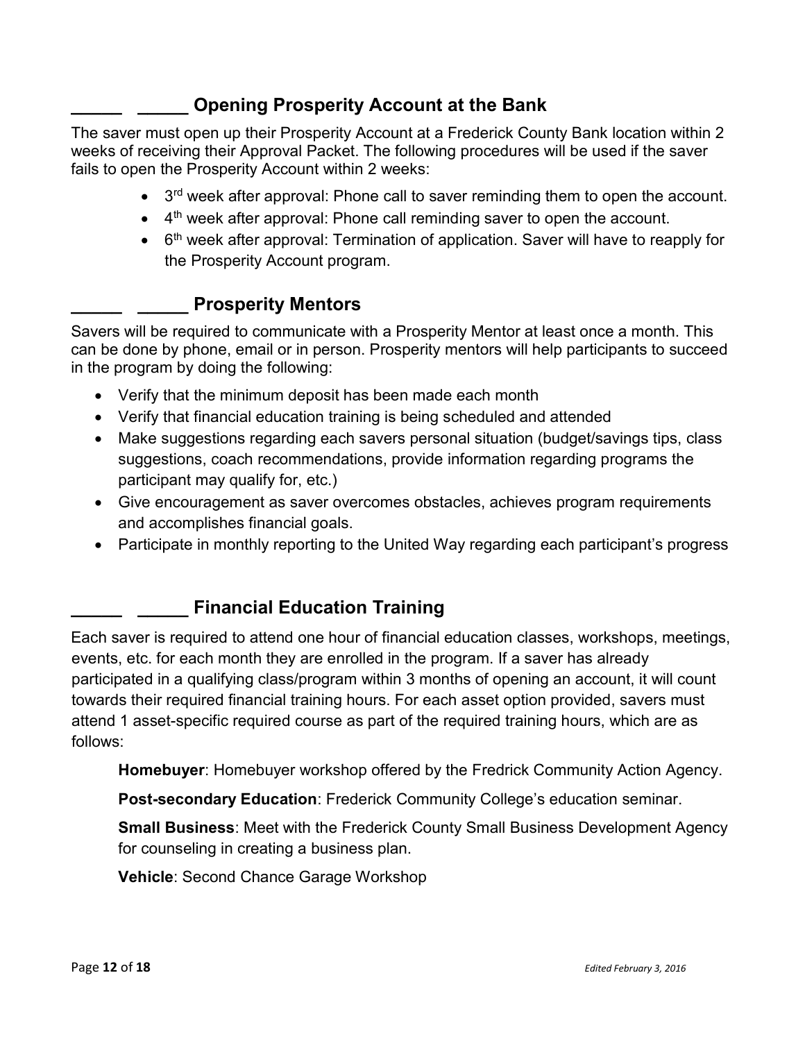## _____ _____ Opening Prosperity Account at the Bank

The saver must open up their Prosperity Account at a Frederick County Bank location within 2 weeks of receiving their Approval Packet. The following procedures will be used if the saver fails to open the Prosperity Account within 2 weeks:

- 3rd week after approval: Phone call to saver reminding them to open the account.
- 4th week after approval: Phone call reminding saver to open the account.
- 6th week after approval: Termination of application. Saver will have to reapply for the Prosperity Account program.

## _____ _____ Prosperity Mentors

Savers will be required to communicate with a Prosperity Mentor at least once a month. This can be done by phone, email or in person. Prosperity mentors will help participants to succeed in the program by doing the following:

- Verify that the minimum deposit has been made each month
- Verify that financial education training is being scheduled and attended
- Make suggestions regarding each savers personal situation (budget/savings tips, class suggestions, coach recommendations, provide information regarding programs the participant may qualify for, etc.)
- Give encouragement as saver overcomes obstacles, achieves program requirements and accomplishes financial goals.
- Participate in monthly reporting to the United Way regarding each participant's progress

## _____ _____ Financial Education Training

Each saver is required to attend one hour of financial education classes, workshops, meetings, events, etc. for each month they are enrolled in the program. If a saver has already participated in a qualifying class/program within 3 months of opening an account, it will count towards their required financial training hours. For each asset option provided, savers must attend 1 asset-specific required course as part of the required training hours, which are as follows:

**Homebuyer**: Homebuyer workshop offered by the Fredrick Community Action Agency.

**Post-secondary Education**: Frederick Community College's education seminar.

**Small Business**: Meet with the Frederick County Small Business Development Agency for counseling in creating a business plan.

**Vehicle**: Second Chance Garage Workshop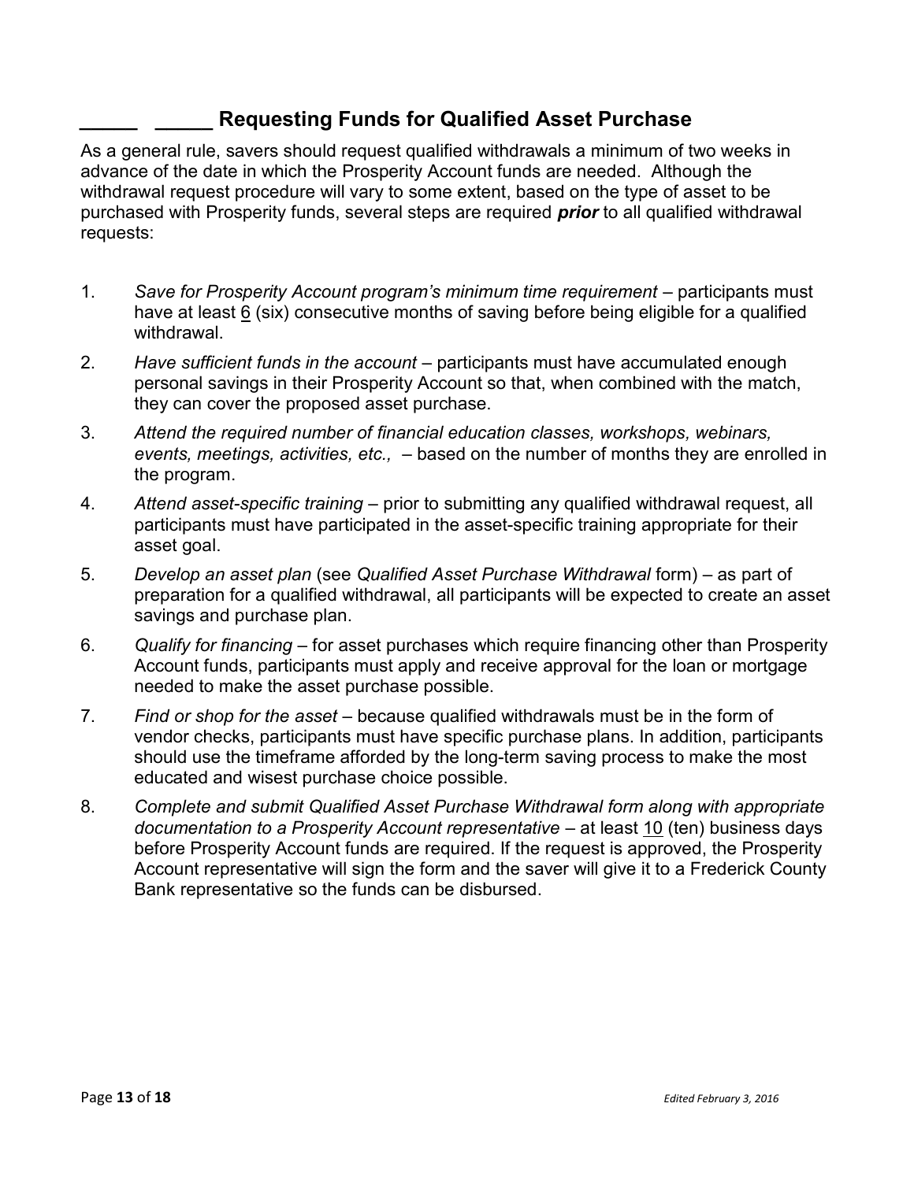## _____ _____ Requesting Funds for Qualified Asset Purchase

As a general rule, savers should request qualified withdrawals a minimum of two weeks in advance of the date in which the Prosperity Account funds are needed. Although the withdrawal request procedure will vary to some extent, based on the type of asset to be purchased with Prosperity funds, several steps are required ***prior*** to all qualified withdrawal requests:

1. *Save for Prosperity Account program's minimum time requirement* – participants must have at least 6 (six) consecutive months of saving before being eligible for a qualified withdrawal.
2. *Have sufficient funds in the account* – participants must have accumulated enough personal savings in their Prosperity Account so that, when combined with the match, they can cover the proposed asset purchase.
3. *Attend the required number of financial education classes, workshops, webinars, events, meetings, activities, etc.,* – based on the number of months they are enrolled in the program.
4. *Attend asset-specific training* – prior to submitting any qualified withdrawal request, all participants must have participated in the asset-specific training appropriate for their asset goal.
5. *Develop an asset plan* (see *Qualified Asset Purchase Withdrawal* form) – as part of preparation for a qualified withdrawal, all participants will be expected to create an asset savings and purchase plan.
6. *Qualify for financing* – for asset purchases which require financing other than Prosperity Account funds, participants must apply and receive approval for the loan or mortgage needed to make the asset purchase possible.
7. *Find or shop for the asset* – because qualified withdrawals must be in the form of vendor checks, participants must have specific purchase plans. In addition, participants should use the timeframe afforded by the long-term saving process to make the most educated and wisest purchase choice possible.
8. *Complete and submit Qualified Asset Purchase Withdrawal form along with appropriate documentation to a Prosperity Account representative* – at least 10 (ten) business days before Prosperity Account funds are required. If the request is approved, the Prosperity Account representative will sign the form and the saver will give it to a Frederick County Bank representative so the funds can be disbursed.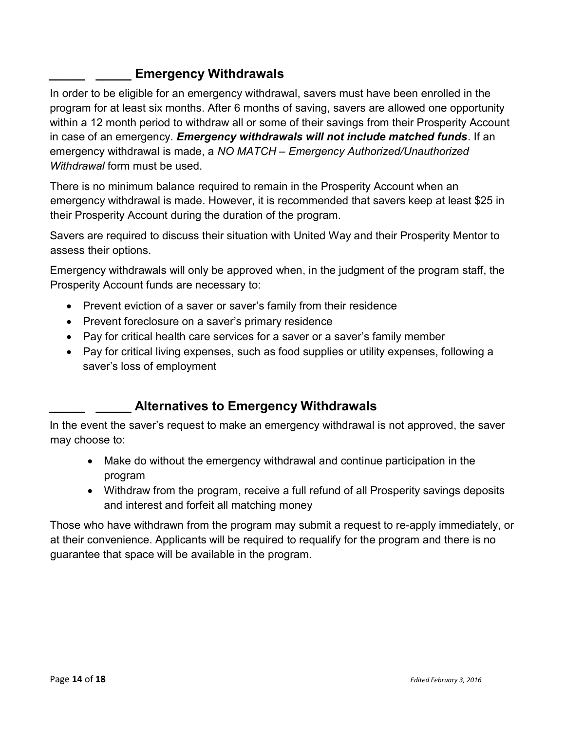## _____ _____ Emergency Withdrawals

In order to be eligible for an emergency withdrawal, savers must have been enrolled in the program for at least six months. After 6 months of saving, savers are allowed one opportunity within a 12 month period to withdraw all or some of their savings from their Prosperity Account in case of an emergency. ***Emergency withdrawals will not include matched funds***. If an emergency withdrawal is made, a *NO MATCH – Emergency Authorized/Unauthorized Withdrawal* form must be used.

There is no minimum balance required to remain in the Prosperity Account when an emergency withdrawal is made. However, it is recommended that savers keep at least $25 in their Prosperity Account during the duration of the program.

Savers are required to discuss their situation with United Way and their Prosperity Mentor to assess their options.

Emergency withdrawals will only be approved when, in the judgment of the program staff, the Prosperity Account funds are necessary to:

- Prevent eviction of a saver or saver's family from their residence
- Prevent foreclosure on a saver's primary residence
- Pay for critical health care services for a saver or a saver's family member
- Pay for critical living expenses, such as food supplies or utility expenses, following a saver's loss of employment

## _____ _____ Alternatives to Emergency Withdrawals

In the event the saver's request to make an emergency withdrawal is not approved, the saver may choose to:

- Make do without the emergency withdrawal and continue participation in the program
- Withdraw from the program, receive a full refund of all Prosperity savings deposits and interest and forfeit all matching money

Those who have withdrawn from the program may submit a request to re-apply immediately, or at their convenience. Applicants will be required to requalify for the program and there is no guarantee that space will be available in the program.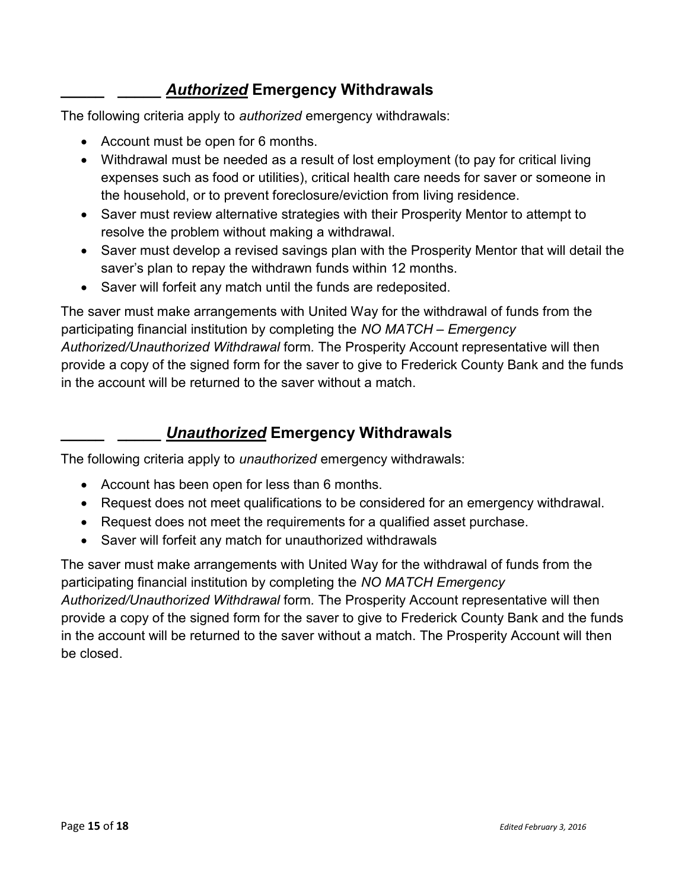## _____ _____ ***Authorized*** **Emergency Withdrawals**

The following criteria apply to *authorized* emergency withdrawals:

- Account must be open for 6 months.
- Withdrawal must be needed as a result of lost employment (to pay for critical living expenses such as food or utilities), critical health care needs for saver or someone in the household, or to prevent foreclosure/eviction from living residence.
- Saver must review alternative strategies with their Prosperity Mentor to attempt to resolve the problem without making a withdrawal.
- Saver must develop a revised savings plan with the Prosperity Mentor that will detail the saver's plan to repay the withdrawn funds within 12 months.
- Saver will forfeit any match until the funds are redeposited.

The saver must make arrangements with United Way for the withdrawal of funds from the participating financial institution by completing the *NO MATCH – Emergency Authorized/Unauthorized Withdrawal* form. The Prosperity Account representative will then provide a copy of the signed form for the saver to give to Frederick County Bank and the funds in the account will be returned to the saver without a match.

## _____ _____ ***Unauthorized*** **Emergency Withdrawals**

The following criteria apply to *unauthorized* emergency withdrawals:

- Account has been open for less than 6 months.
- Request does not meet qualifications to be considered for an emergency withdrawal.
- Request does not meet the requirements for a qualified asset purchase.
- Saver will forfeit any match for unauthorized withdrawals

The saver must make arrangements with United Way for the withdrawal of funds from the participating financial institution by completing the *NO MATCH Emergency Authorized/Unauthorized Withdrawal* form. The Prosperity Account representative will then provide a copy of the signed form for the saver to give to Frederick County Bank and the funds in the account will be returned to the saver without a match. The Prosperity Account will then be closed.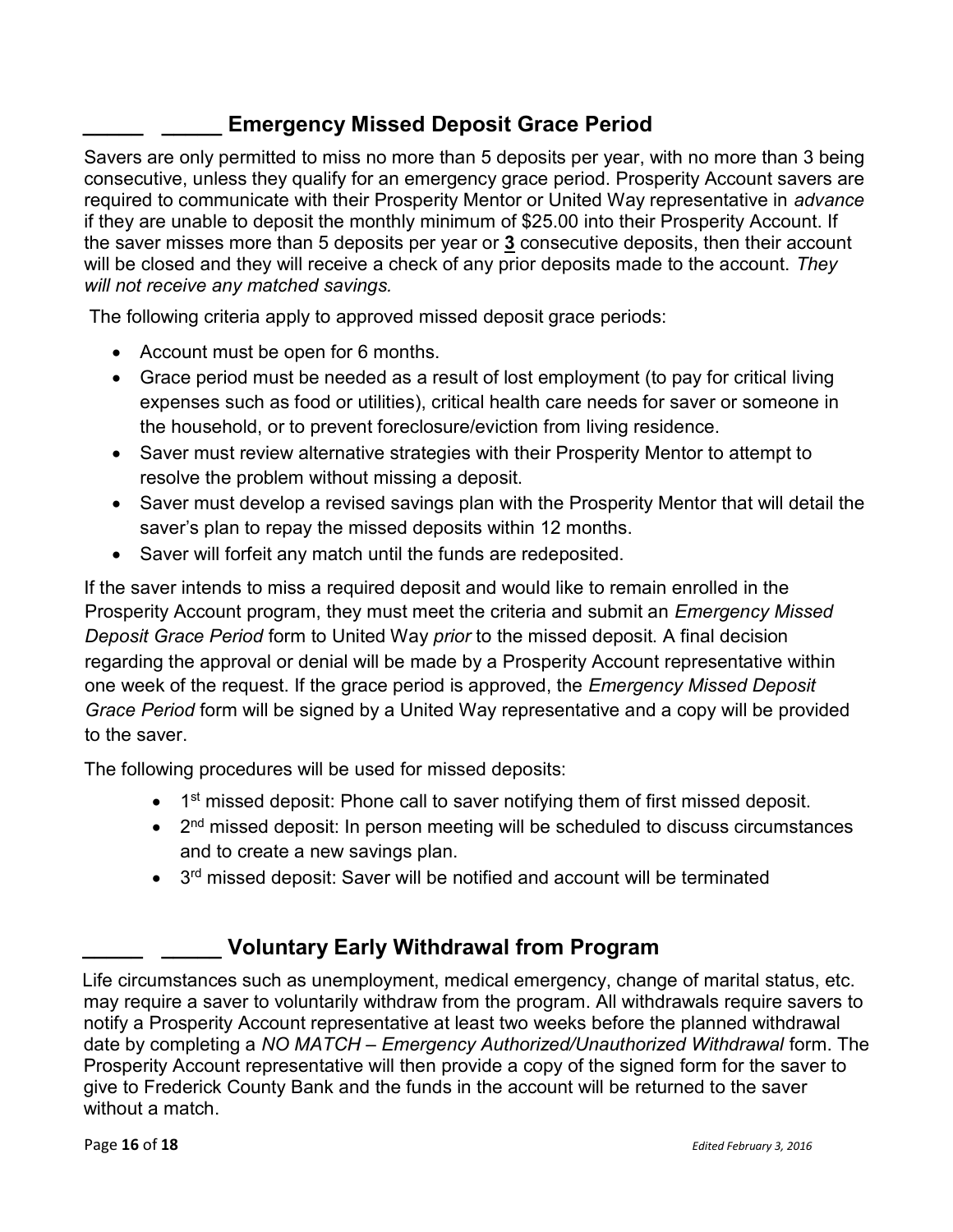## _____ _____ Emergency Missed Deposit Grace Period

Savers are only permitted to miss no more than 5 deposits per year, with no more than 3 being consecutive, unless they qualify for an emergency grace period. Prosperity Account savers are required to communicate with their Prosperity Mentor or United Way representative in *advance* if they are unable to deposit the monthly minimum of $25.00 into their Prosperity Account. If the saver misses more than 5 deposits per year or **3** consecutive deposits, then their account will be closed and they will receive a check of any prior deposits made to the account. *They will not receive any matched savings.*

The following criteria apply to approved missed deposit grace periods:

- Account must be open for 6 months.
- Grace period must be needed as a result of lost employment (to pay for critical living expenses such as food or utilities), critical health care needs for saver or someone in the household, or to prevent foreclosure/eviction from living residence.
- Saver must review alternative strategies with their Prosperity Mentor to attempt to resolve the problem without missing a deposit.
- Saver must develop a revised savings plan with the Prosperity Mentor that will detail the saver's plan to repay the missed deposits within 12 months.
- Saver will forfeit any match until the funds are redeposited.

If the saver intends to miss a required deposit and would like to remain enrolled in the Prosperity Account program, they must meet the criteria and submit an *Emergency Missed Deposit Grace Period* form to United Way *prior* to the missed deposit. A final decision regarding the approval or denial will be made by a Prosperity Account representative within one week of the request. If the grace period is approved, the *Emergency Missed Deposit Grace Period* form will be signed by a United Way representative and a copy will be provided to the saver.

The following procedures will be used for missed deposits:

- 1st missed deposit: Phone call to saver notifying them of first missed deposit.
- 2nd missed deposit: In person meeting will be scheduled to discuss circumstances and to create a new savings plan.
- 3rd missed deposit: Saver will be notified and account will be terminated

## _____ _____ Voluntary Early Withdrawal from Program

Life circumstances such as unemployment, medical emergency, change of marital status, etc. may require a saver to voluntarily withdraw from the program. All withdrawals require savers to notify a Prosperity Account representative at least two weeks before the planned withdrawal date by completing a *NO MATCH – Emergency Authorized/Unauthorized Withdrawal* form. The Prosperity Account representative will then provide a copy of the signed form for the saver to give to Frederick County Bank and the funds in the account will be returned to the saver without a match.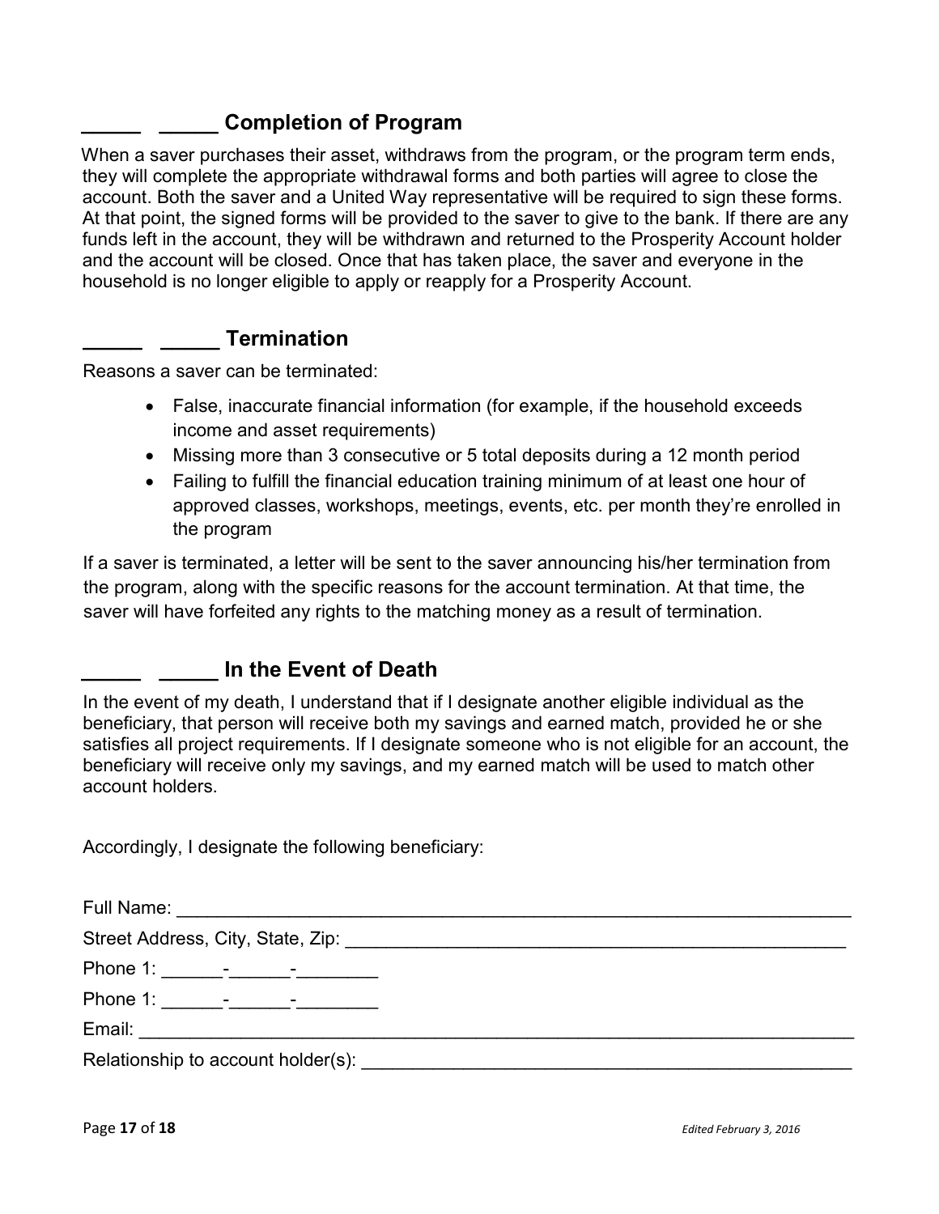## _____ _____ Completion of Program

When a saver purchases their asset, withdraws from the program, or the program term ends, they will complete the appropriate withdrawal forms and both parties will agree to close the account. Both the saver and a United Way representative will be required to sign these forms. At that point, the signed forms will be provided to the saver to give to the bank. If there are any funds left in the account, they will be withdrawn and returned to the Prosperity Account holder and the account will be closed. Once that has taken place, the saver and everyone in the household is no longer eligible to apply or reapply for a Prosperity Account.

## _____ _____ Termination

Reasons a saver can be terminated:

- False, inaccurate financial information (for example, if the household exceeds income and asset requirements)
- Missing more than 3 consecutive or 5 total deposits during a 12 month period
- Failing to fulfill the financial education training minimum of at least one hour of approved classes, workshops, meetings, events, etc. per month they're enrolled in the program

If a saver is terminated, a letter will be sent to the saver announcing his/her termination from the program, along with the specific reasons for the account termination. At that time, the saver will have forfeited any rights to the matching money as a result of termination.

## _____ _____ In the Event of Death

In the event of my death, I understand that if I designate another eligible individual as the beneficiary, that person will receive both my savings and earned match, provided he or she satisfies all project requirements. If I designate someone who is not eligible for an account, the beneficiary will receive only my savings, and my earned match will be used to match other account holders.

Accordingly, I designate the following beneficiary:

Full Name: ___________________________________________________________________

Street Address, City, State, Zip: _______________________________________________

Phone 1: ______-______-________

Phone 1: ______-______-________

Email: _______________________________________________________________________

Relationship to account holder(s): _____________________________________________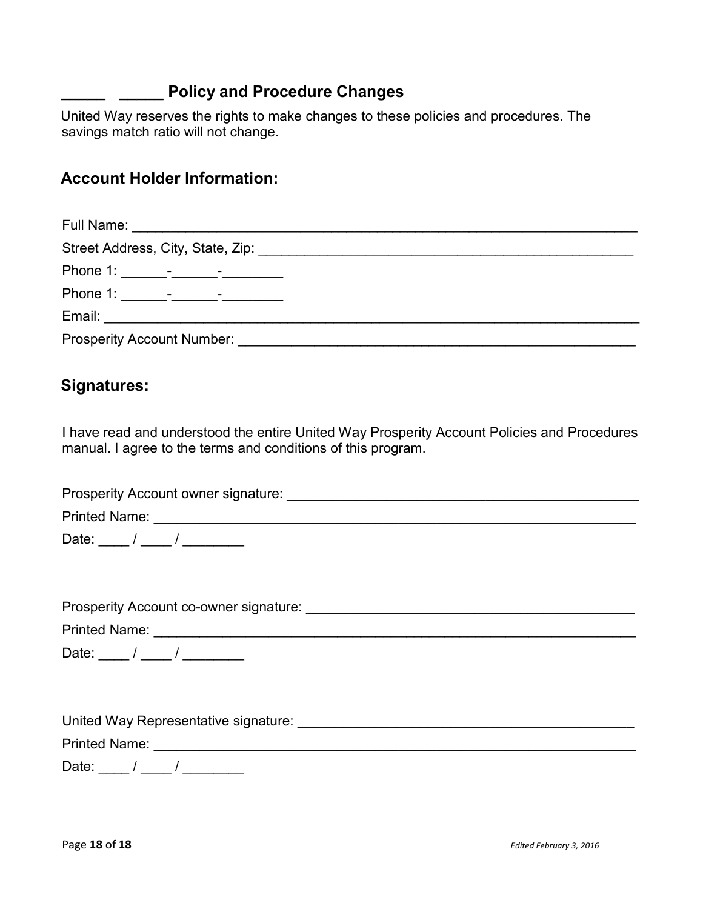## _____ _____ Policy and Procedure Changes

United Way reserves the rights to make changes to these policies and procedures. The savings match ratio will not change.

## Account Holder Information:

Full Name: ____________________________________________________________________

Street Address, City, State, Zip: ___________________________________________________

Phone 1: ______-______-________

Phone 1: ______-______-________

Email: _______________________________________________________________________

Prosperity Account Number: _______________________________________________________

## Signatures:

I have read and understood the entire United Way Prosperity Account Policies and Procedures manual. I agree to the terms and conditions of this program.

Prosperity Account owner signature: ______________________________________________

Printed Name: _________________________________________________________________

Date: ____ / ____ / ________

Prosperity Account co-owner signature: ___________________________________________

Printed Name: _________________________________________________________________

Date: ____ / ____ / ________

United Way Representative signature: ____________________________________________

Printed Name: _________________________________________________________________

Date: ____ / ____ / ________

*Edited February 3, 2016*